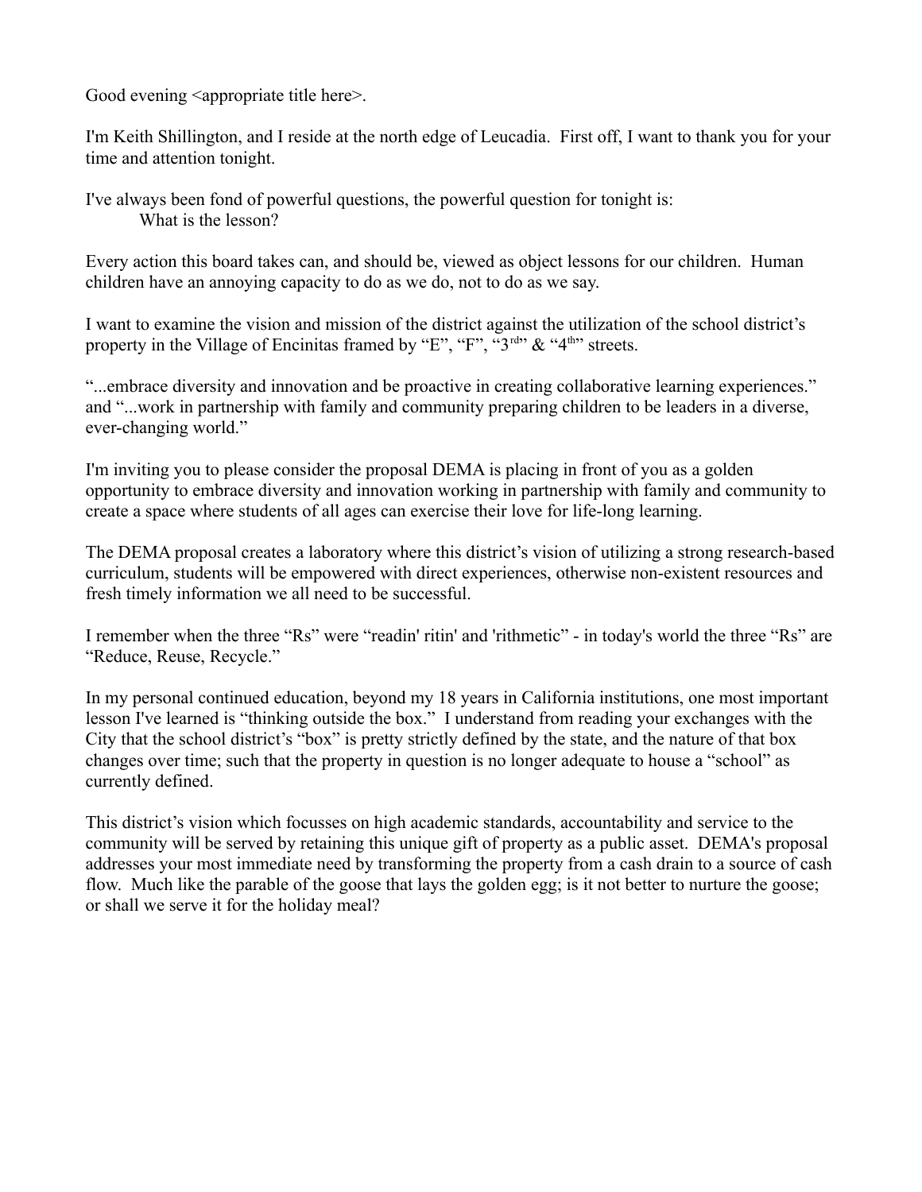Good evening <appropriate title here>.

I'm Keith Shillington, and I reside at the north edge of Leucadia. First off, I want to thank you for your time and attention tonight.

I've always been fond of powerful questions, the powerful question for tonight is:

What is the lesson?

Every action this board takes can, and should be, viewed as object lessons for our children. Human children have an annoying capacity to do as we do, not to do as we say.

I want to examine the vision and mission of the district against the utilization of the school district's property in the Village of Encinitas framed by "E", "F", "3rd" & "4th" streets.

"...embrace diversity and innovation and be proactive in creating collaborative learning experiences." and "...work in partnership with family and community preparing children to be leaders in a diverse, ever-changing world."

I'm inviting you to please consider the proposal DEMA is placing in front of you as a golden opportunity to embrace diversity and innovation working in partnership with family and community to create a space where students of all ages can exercise their love for life-long learning.

The DEMA proposal creates a laboratory where this district's vision of utilizing a strong research-based curriculum, students will be empowered with direct experiences, otherwise non-existent resources and fresh timely information we all need to be successful.

I remember when the three "Rs" were "readin' ritin' and 'rithmetic" - in today's world the three "Rs" are "Reduce, Reuse, Recycle."

In my personal continued education, beyond my 18 years in California institutions, one most important lesson I've learned is "thinking outside the box." I understand from reading your exchanges with the City that the school district's "box" is pretty strictly defined by the state, and the nature of that box changes over time; such that the property in question is no longer adequate to house a "school" as currently defined.

This district's vision which focusses on high academic standards, accountability and service to the community will be served by retaining this unique gift of property as a public asset. DEMA's proposal addresses your most immediate need by transforming the property from a cash drain to a source of cash flow. Much like the parable of the goose that lays the golden egg; is it not better to nurture the goose; or shall we serve it for the holiday meal?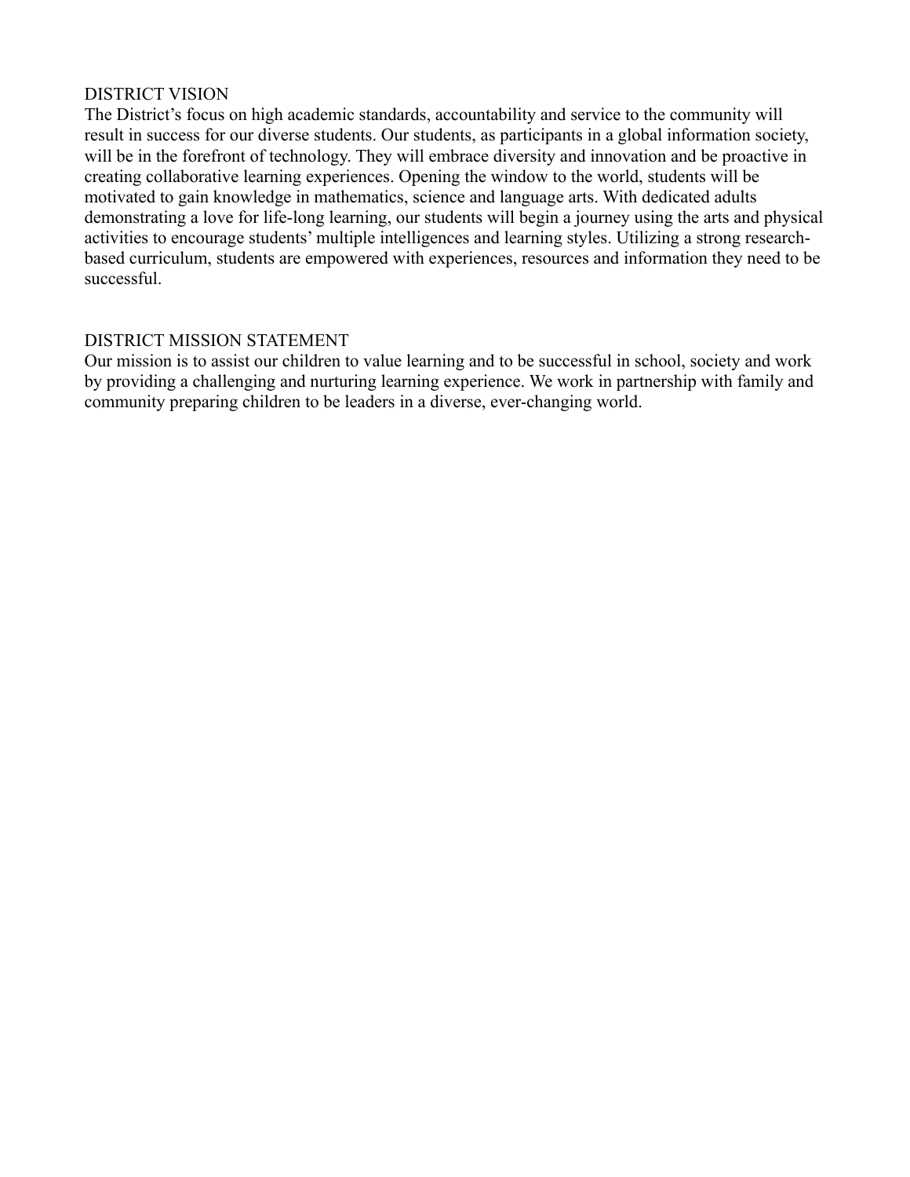## DISTRICT VISION

The District's focus on high academic standards, accountability and service to the community will result in success for our diverse students. Our students, as participants in a global information society, will be in the forefront of technology. They will embrace diversity and innovation and be proactive in creating collaborative learning experiences. Opening the window to the world, students will be motivated to gain knowledge in mathematics, science and language arts. With dedicated adults demonstrating a love for life-long learning, our students will begin a journey using the arts and physical activities to encourage students' multiple intelligences and learning styles. Utilizing a strong research-based curriculum, students are empowered with experiences, resources and information they need to be successful.

## DISTRICT MISSION STATEMENT

Our mission is to assist our children to value learning and to be successful in school, society and work by providing a challenging and nurturing learning experience. We work in partnership with family and community preparing children to be leaders in a diverse, ever-changing world.